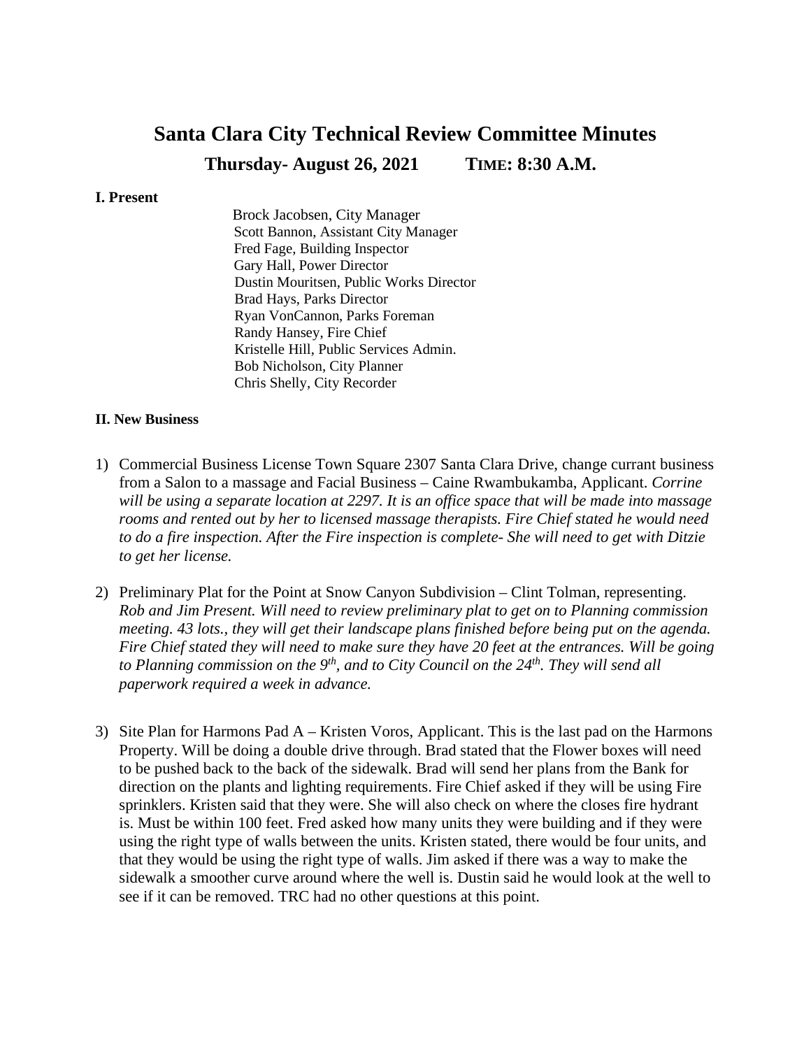# Santa Clara City Technical Review Committee Minutes

## Thursday- August 26, 2021 TIME: 8:30 A.M.

**I. Present**

Brock Jacobsen, City Manager
Scott Bannon, Assistant City Manager
Fred Fage, Building Inspector
Gary Hall, Power Director
Dustin Mouritsen, Public Works Director
Brad Hays, Parks Director
Ryan VonCannon, Parks Foreman
Randy Hansey, Fire Chief
Kristelle Hill, Public Services Admin.
Bob Nicholson, City Planner
Chris Shelly, City Recorder

**II. New Business**

1) Commercial Business License Town Square 2307 Santa Clara Drive, change currant business from a Salon to a massage and Facial Business – Caine Rwambukamba, Applicant. *Corrine will be using a separate location at 2297. It is an office space that will be made into massage rooms and rented out by her to licensed massage therapists. Fire Chief stated he would need to do a fire inspection. After the Fire inspection is complete- She will need to get with Ditzie to get her license.*

2) Preliminary Plat for the Point at Snow Canyon Subdivision – Clint Tolman, representing. *Rob and Jim Present. Will need to review preliminary plat to get on to Planning commission meeting. 43 lots., they will get their landscape plans finished before being put on the agenda. Fire Chief stated they will need to make sure they have 20 feet at the entrances. Will be going to Planning commission on the 9th, and to City Council on the 24th. They will send all paperwork required a week in advance.*

3) Site Plan for Harmons Pad A – Kristen Voros, Applicant. This is the last pad on the Harmons Property. Will be doing a double drive through. Brad stated that the Flower boxes will need to be pushed back to the back of the sidewalk. Brad will send her plans from the Bank for direction on the plants and lighting requirements. Fire Chief asked if they will be using Fire sprinklers. Kristen said that they were. She will also check on where the closes fire hydrant is. Must be within 100 feet. Fred asked how many units they were building and if they were using the right type of walls between the units. Kristen stated, there would be four units, and that they would be using the right type of walls. Jim asked if there was a way to make the sidewalk a smoother curve around where the well is. Dustin said he would look at the well to see if it can be removed. TRC had no other questions at this point.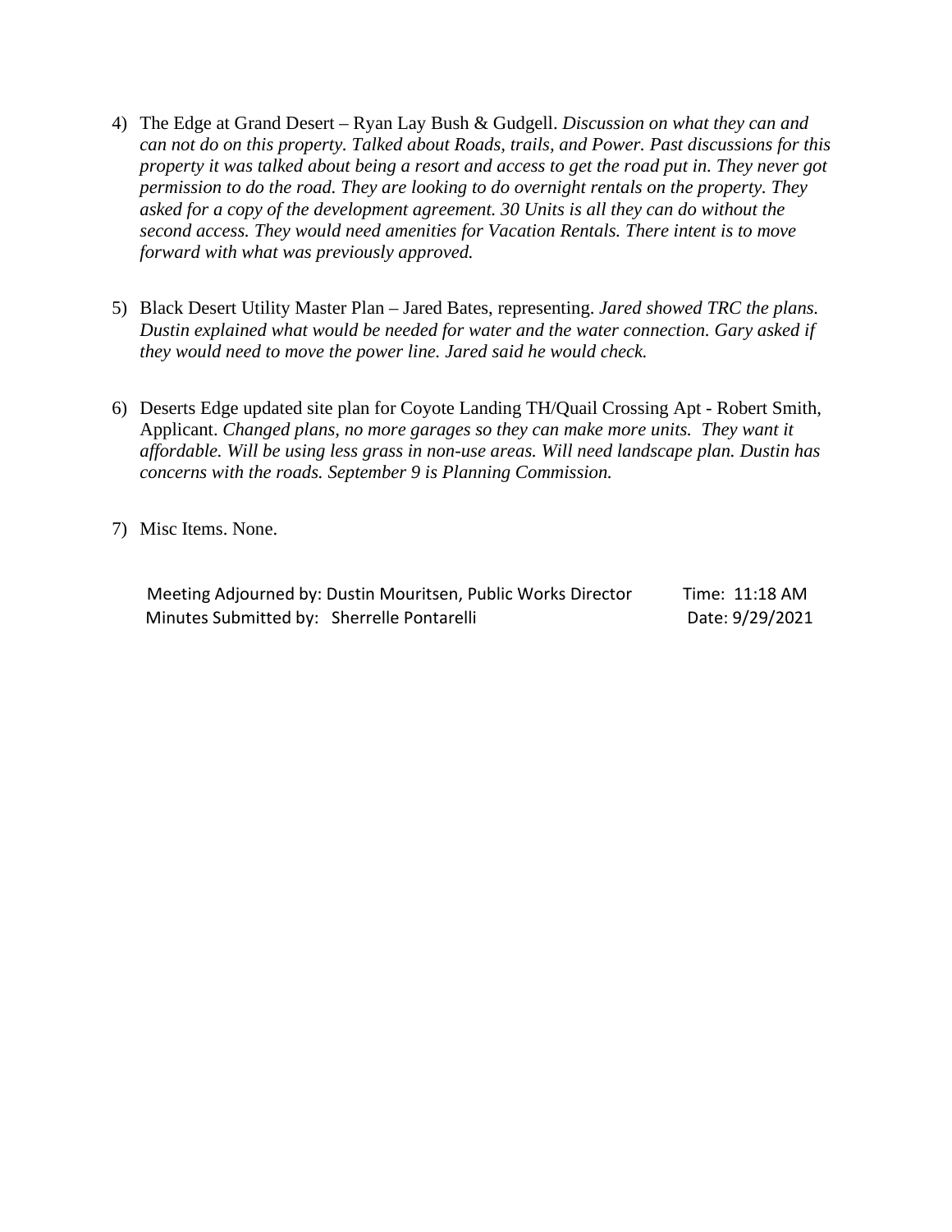4) The Edge at Grand Desert – Ryan Lay Bush & Gudgell. *Discussion on what they can and can not do on this property. Talked about Roads, trails, and Power. Past discussions for this property it was talked about being a resort and access to get the road put in. They never got permission to do the road. They are looking to do overnight rentals on the property. They asked for a copy of the development agreement. 30 Units is all they can do without the second access. They would need amenities for Vacation Rentals. There intent is to move forward with what was previously approved.*

5) Black Desert Utility Master Plan – Jared Bates, representing. *Jared showed TRC the plans. Dustin explained what would be needed for water and the water connection. Gary asked if they would need to move the power line. Jared said he would check.*

6) Deserts Edge updated site plan for Coyote Landing TH/Quail Crossing Apt - Robert Smith, Applicant. *Changed plans, no more garages so they can make more units. They want it affordable. Will be using less grass in non-use areas. Will need landscape plan. Dustin has concerns with the roads. September 9 is Planning Commission.*

7) Misc Items. None.

Meeting Adjourned by: Dustin Mouritsen, Public Works Director Time: 11:18 AM
Minutes Submitted by: Sherrelle Pontarelli Date: 9/29/2021